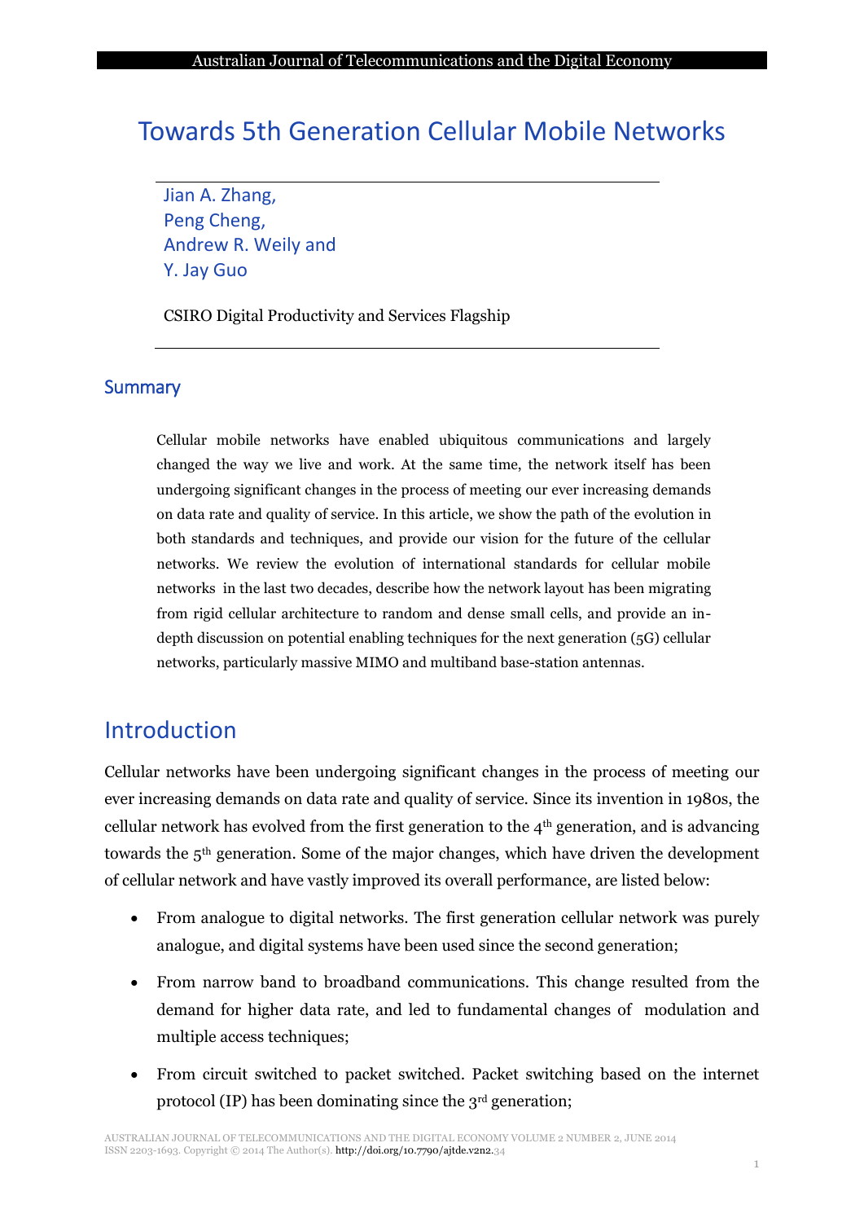# Towards 5th Generation Cellular Mobile Networks

Jian A. Zhang,
Peng Cheng,
Andrew R. Weily and
Y. Jay Guo

CSIRO Digital Productivity and Services Flagship

## Summary

Cellular mobile networks have enabled ubiquitous communications and largely changed the way we live and work. At the same time, the network itself has been undergoing significant changes in the process of meeting our ever increasing demands on data rate and quality of service. In this article, we show the path of the evolution in both standards and techniques, and provide our vision for the future of the cellular networks. We review the evolution of international standards for cellular mobile networks in the last two decades, describe how the network layout has been migrating from rigid cellular architecture to random and dense small cells, and provide an in-depth discussion on potential enabling techniques for the next generation (5G) cellular networks, particularly massive MIMO and multiband base-station antennas.

## Introduction

Cellular networks have been undergoing significant changes in the process of meeting our ever increasing demands on data rate and quality of service. Since its invention in 1980s, the cellular network has evolved from the first generation to the 4th generation, and is advancing towards the 5th generation. Some of the major changes, which have driven the development of cellular network and have vastly improved its overall performance, are listed below:

- From analogue to digital networks. The first generation cellular network was purely analogue, and digital systems have been used since the second generation;
- From narrow band to broadband communications. This change resulted from the demand for higher data rate, and led to fundamental changes of modulation and multiple access techniques;
- From circuit switched to packet switched. Packet switching based on the internet protocol (IP) has been dominating since the 3rd generation;

AUSTRALIAN JOURNAL OF TELECOMMUNICATIONS AND THE DIGITAL ECONOMY VOLUME 2 NUMBER 2, JUNE 2014
ISSN 2203-1693. Copyright © 2014 The Author(s). http://doi.org/10.7790/ajtde.v2n2.34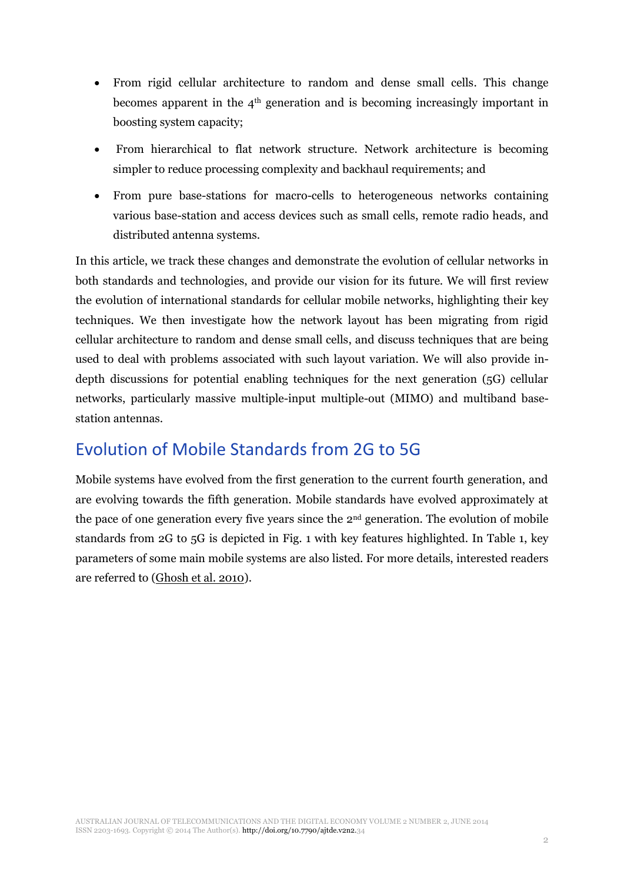- From rigid cellular architecture to random and dense small cells. This change becomes apparent in the 4th generation and is becoming increasingly important in boosting system capacity;
- From hierarchical to flat network structure. Network architecture is becoming simpler to reduce processing complexity and backhaul requirements; and
- From pure base-stations for macro-cells to heterogeneous networks containing various base-station and access devices such as small cells, remote radio heads, and distributed antenna systems.

In this article, we track these changes and demonstrate the evolution of cellular networks in both standards and technologies, and provide our vision for its future. We will first review the evolution of international standards for cellular mobile networks, highlighting their key techniques. We then investigate how the network layout has been migrating from rigid cellular architecture to random and dense small cells, and discuss techniques that are being used to deal with problems associated with such layout variation. We will also provide in-depth discussions for potential enabling techniques for the next generation (5G) cellular networks, particularly massive multiple-input multiple-out (MIMO) and multiband base-station antennas.

## Evolution of Mobile Standards from 2G to 5G

Mobile systems have evolved from the first generation to the current fourth generation, and are evolving towards the fifth generation. Mobile standards have evolved approximately at the pace of one generation every five years since the 2nd generation. The evolution of mobile standards from 2G to 5G is depicted in Fig. 1 with key features highlighted. In Table 1, key parameters of some main mobile systems are also listed. For more details, interested readers are referred to (Ghosh et al. 2010).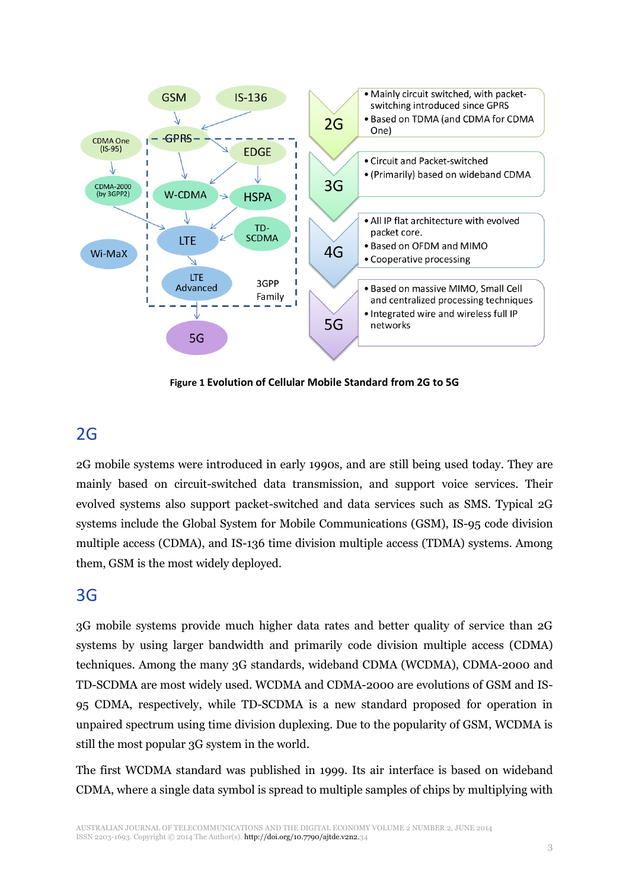**Figure 1** Evolution of Cellular Mobile Standard from 2G to 5G

## 2G

2G mobile systems were introduced in early 1990s, and are still being used today. They are mainly based on circuit-switched data transmission, and support voice services. Their evolved systems also support packet-switched and data services such as SMS. Typical 2G systems include the Global System for Mobile Communications (GSM), IS-95 code division multiple access (CDMA), and IS-136 time division multiple access (TDMA) systems. Among them, GSM is the most widely deployed.

## 3G

3G mobile systems provide much higher data rates and better quality of service than 2G systems by using larger bandwidth and primarily code division multiple access (CDMA) techniques. Among the many 3G standards, wideband CDMA (WCDMA), CDMA-2000 and TD-SCDMA are most widely used. WCDMA and CDMA-2000 are evolutions of GSM and IS-95 CDMA, respectively, while TD-SCDMA is a new standard proposed for operation in unpaired spectrum using time division duplexing. Due to the popularity of GSM, WCDMA is still the most popular 3G system in the world.

The first WCDMA standard was published in 1999. Its air interface is based on wideband CDMA, where a single data symbol is spread to multiple samples of chips by multiplying with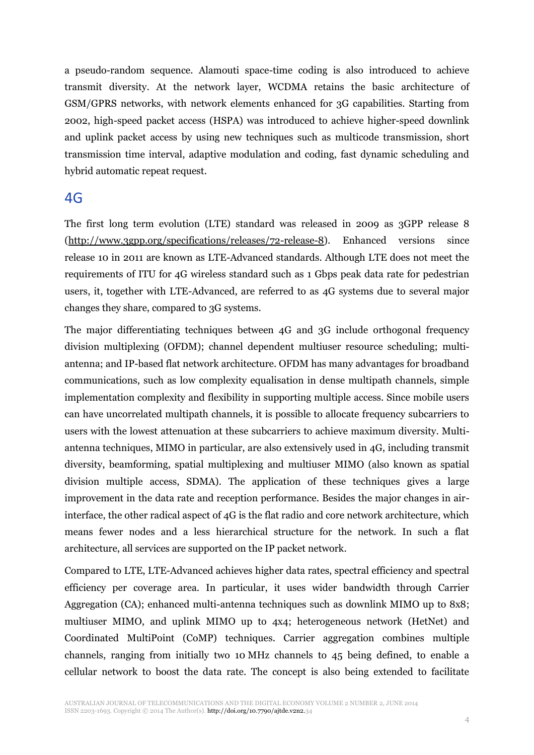a pseudo-random sequence. Alamouti space-time coding is also introduced to achieve transmit diversity. At the network layer, WCDMA retains the basic architecture of GSM/GPRS networks, with network elements enhanced for 3G capabilities. Starting from 2002, high-speed packet access (HSPA) was introduced to achieve higher-speed downlink and uplink packet access by using new techniques such as multicode transmission, short transmission time interval, adaptive modulation and coding, fast dynamic scheduling and hybrid automatic repeat request.

## 4G

The first long term evolution (LTE) standard was released in 2009 as 3GPP release 8 (http://www.3gpp.org/specifications/releases/72-release-8). Enhanced versions since release 10 in 2011 are known as LTE-Advanced standards. Although LTE does not meet the requirements of ITU for 4G wireless standard such as 1 Gbps peak data rate for pedestrian users, it, together with LTE-Advanced, are referred to as 4G systems due to several major changes they share, compared to 3G systems.

The major differentiating techniques between 4G and 3G include orthogonal frequency division multiplexing (OFDM); channel dependent multiuser resource scheduling; multi-antenna; and IP-based flat network architecture. OFDM has many advantages for broadband communications, such as low complexity equalisation in dense multipath channels, simple implementation complexity and flexibility in supporting multiple access. Since mobile users can have uncorrelated multipath channels, it is possible to allocate frequency subcarriers to users with the lowest attenuation at these subcarriers to achieve maximum diversity. Multi-antenna techniques, MIMO in particular, are also extensively used in 4G, including transmit diversity, beamforming, spatial multiplexing and multiuser MIMO (also known as spatial division multiple access, SDMA). The application of these techniques gives a large improvement in the data rate and reception performance. Besides the major changes in air-interface, the other radical aspect of 4G is the flat radio and core network architecture, which means fewer nodes and a less hierarchical structure for the network. In such a flat architecture, all services are supported on the IP packet network.

Compared to LTE, LTE-Advanced achieves higher data rates, spectral efficiency and spectral efficiency per coverage area. In particular, it uses wider bandwidth through Carrier Aggregation (CA); enhanced multi-antenna techniques such as downlink MIMO up to 8x8; multiuser MIMO, and uplink MIMO up to 4x4; heterogeneous network (HetNet) and Coordinated MultiPoint (CoMP) techniques. Carrier aggregation combines multiple channels, ranging from initially two 10 MHz channels to 45 being defined, to enable a cellular network to boost the data rate. The concept is also being extended to facilitate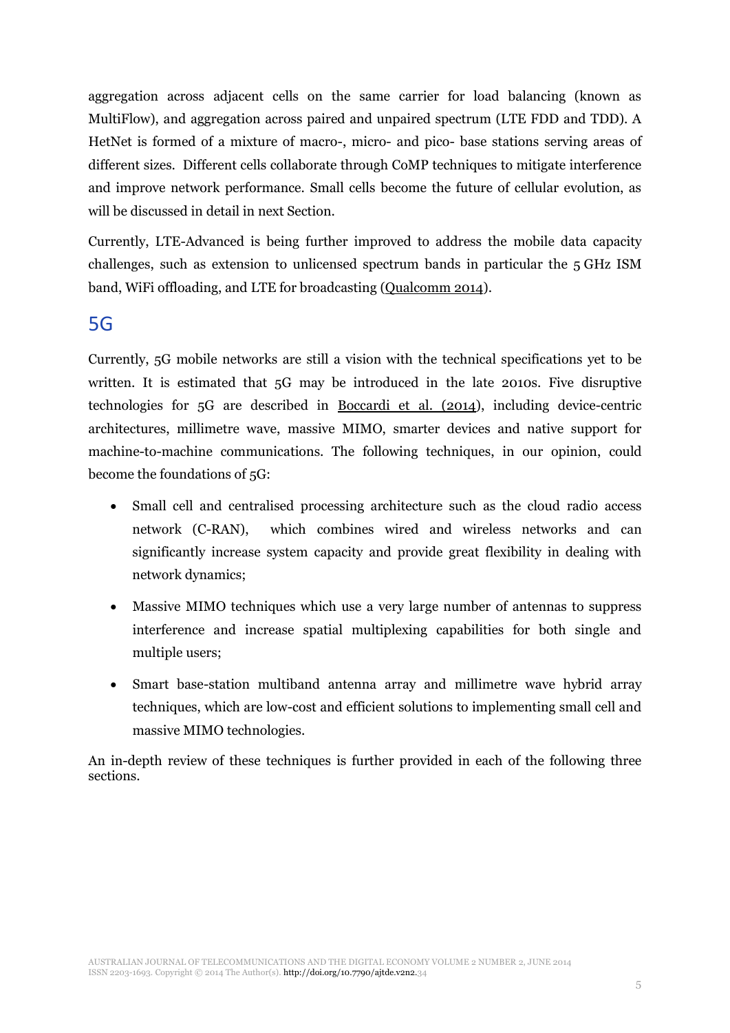aggregation across adjacent cells on the same carrier for load balancing (known as MultiFlow), and aggregation across paired and unpaired spectrum (LTE FDD and TDD). A HetNet is formed of a mixture of macro-, micro- and pico- base stations serving areas of different sizes. Different cells collaborate through CoMP techniques to mitigate interference and improve network performance. Small cells become the future of cellular evolution, as will be discussed in detail in next Section.

Currently, LTE-Advanced is being further improved to address the mobile data capacity challenges, such as extension to unlicensed spectrum bands in particular the 5 GHz ISM band, WiFi offloading, and LTE for broadcasting (Qualcomm 2014).

## 5G

Currently, 5G mobile networks are still a vision with the technical specifications yet to be written. It is estimated that 5G may be introduced in the late 2010s. Five disruptive technologies for 5G are described in Boccardi et al. (2014), including device-centric architectures, millimetre wave, massive MIMO, smarter devices and native support for machine-to-machine communications. The following techniques, in our opinion, could become the foundations of 5G:

- Small cell and centralised processing architecture such as the cloud radio access network (C-RAN), which combines wired and wireless networks and can significantly increase system capacity and provide great flexibility in dealing with network dynamics;
- Massive MIMO techniques which use a very large number of antennas to suppress interference and increase spatial multiplexing capabilities for both single and multiple users;
- Smart base-station multiband antenna array and millimetre wave hybrid array techniques, which are low-cost and efficient solutions to implementing small cell and massive MIMO technologies.

An in-depth review of these techniques is further provided in each of the following three sections.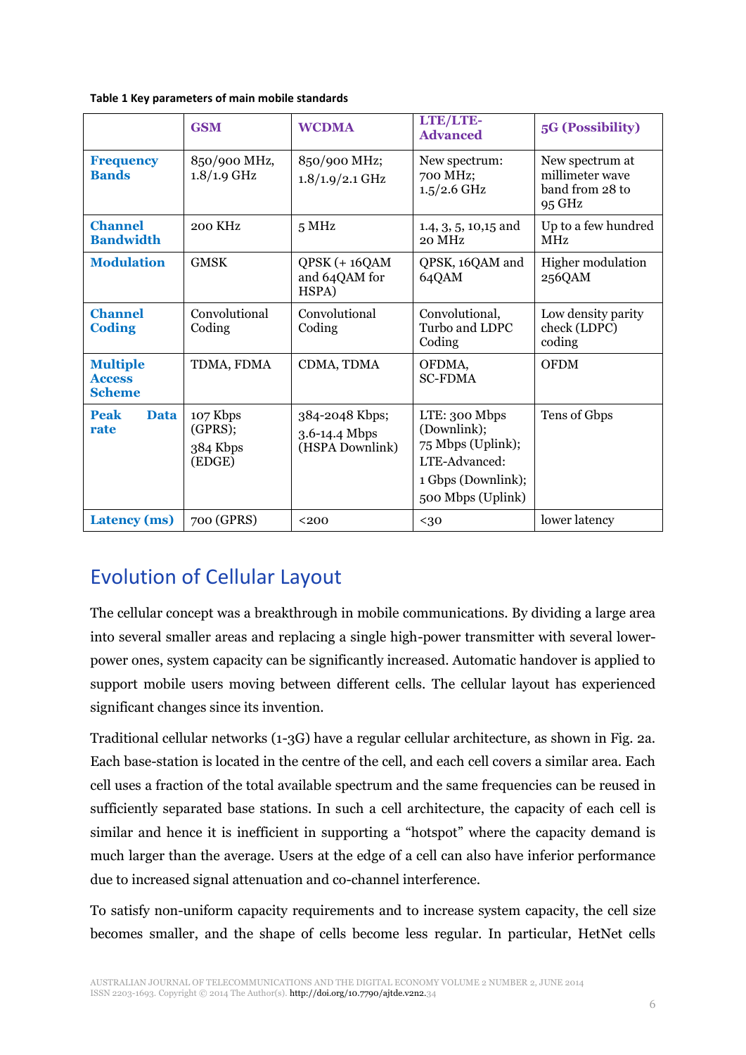**Table 1 Key parameters of main mobile standards**

| | GSM | WCDMA | LTE/LTE-Advanced | 5G (Possibility) |
|---|---|---|---|---|
| **Frequency Bands** | 850/900 MHz, 1.8/1.9 GHz | 850/900 MHz; 1.8/1.9/2.1 GHz | New spectrum: 700 MHz; 1.5/2.6 GHz | New spectrum at millimeter wave band from 28 to 95 GHz |
| **Channel Bandwidth** | 200 KHz | 5 MHz | 1.4, 3, 5, 10,15 and 20 MHz | Up to a few hundred MHz |
| **Modulation** | GMSK | QPSK (+ 16QAM and 64QAM for HSPA) | QPSK, 16QAM and 64QAM | Higher modulation 256QAM |
| **Channel Coding** | Convolutional Coding | Convolutional Coding | Convolutional, Turbo and LDPC Coding | Low density parity check (LDPC) coding |
| **Multiple Access Scheme** | TDMA, FDMA | CDMA, TDMA | OFDMA, SC-FDMA | OFDM |
| **Peak Data rate** | 107 Kbps (GPRS); 384 Kbps (EDGE) | 384-2048 Kbps; 3.6-14.4 Mbps (HSPA Downlink) | LTE: 300 Mbps (Downlink); 75 Mbps (Uplink); LTE-Advanced: 1 Gbps (Downlink); 500 Mbps (Uplink) | Tens of Gbps |
| **Latency (ms)** | 700 (GPRS) | <200 | <30 | lower latency |

## Evolution of Cellular Layout

The cellular concept was a breakthrough in mobile communications. By dividing a large area into several smaller areas and replacing a single high-power transmitter with several lower-power ones, system capacity can be significantly increased. Automatic handover is applied to support mobile users moving between different cells. The cellular layout has experienced significant changes since its invention.

Traditional cellular networks (1-3G) have a regular cellular architecture, as shown in Fig. 2a. Each base-station is located in the centre of the cell, and each cell covers a similar area. Each cell uses a fraction of the total available spectrum and the same frequencies can be reused in sufficiently separated base stations. In such a cell architecture, the capacity of each cell is similar and hence it is inefficient in supporting a "hotspot" where the capacity demand is much larger than the average. Users at the edge of a cell can also have inferior performance due to increased signal attenuation and co-channel interference.

To satisfy non-uniform capacity requirements and to increase system capacity, the cell size becomes smaller, and the shape of cells become less regular. In particular, HetNet cells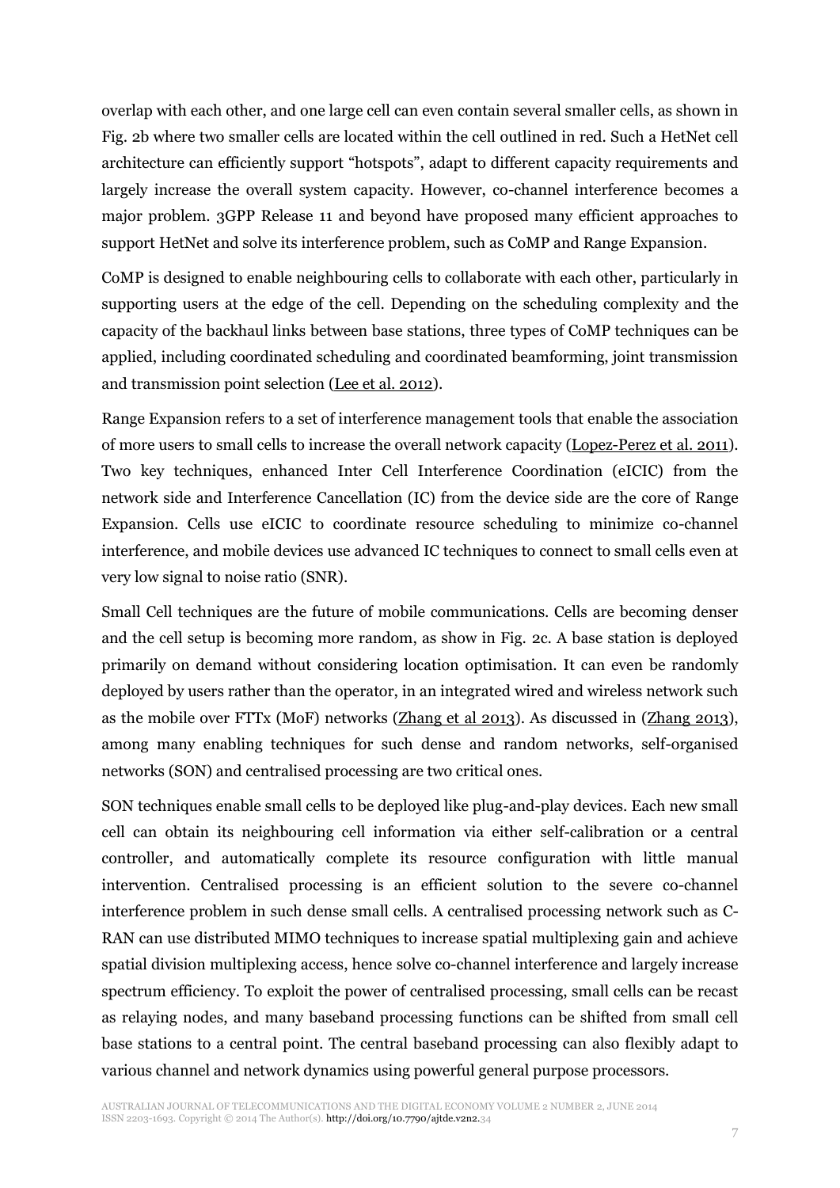overlap with each other, and one large cell can even contain several smaller cells, as shown in Fig. 2b where two smaller cells are located within the cell outlined in red. Such a HetNet cell architecture can efficiently support "hotspots", adapt to different capacity requirements and largely increase the overall system capacity. However, co-channel interference becomes a major problem. 3GPP Release 11 and beyond have proposed many efficient approaches to support HetNet and solve its interference problem, such as CoMP and Range Expansion.

CoMP is designed to enable neighbouring cells to collaborate with each other, particularly in supporting users at the edge of the cell. Depending on the scheduling complexity and the capacity of the backhaul links between base stations, three types of CoMP techniques can be applied, including coordinated scheduling and coordinated beamforming, joint transmission and transmission point selection (Lee et al. 2012).

Range Expansion refers to a set of interference management tools that enable the association of more users to small cells to increase the overall network capacity (Lopez-Perez et al. 2011). Two key techniques, enhanced Inter Cell Interference Coordination (eICIC) from the network side and Interference Cancellation (IC) from the device side are the core of Range Expansion. Cells use eICIC to coordinate resource scheduling to minimize co-channel interference, and mobile devices use advanced IC techniques to connect to small cells even at very low signal to noise ratio (SNR).

Small Cell techniques are the future of mobile communications. Cells are becoming denser and the cell setup is becoming more random, as show in Fig. 2c. A base station is deployed primarily on demand without considering location optimisation. It can even be randomly deployed by users rather than the operator, in an integrated wired and wireless network such as the mobile over FTTx (MoF) networks (Zhang et al 2013). As discussed in (Zhang 2013), among many enabling techniques for such dense and random networks, self-organised networks (SON) and centralised processing are two critical ones.

SON techniques enable small cells to be deployed like plug-and-play devices. Each new small cell can obtain its neighbouring cell information via either self-calibration or a central controller, and automatically complete its resource configuration with little manual intervention. Centralised processing is an efficient solution to the severe co-channel interference problem in such dense small cells. A centralised processing network such as C-RAN can use distributed MIMO techniques to increase spatial multiplexing gain and achieve spatial division multiplexing access, hence solve co-channel interference and largely increase spectrum efficiency. To exploit the power of centralised processing, small cells can be recast as relaying nodes, and many baseband processing functions can be shifted from small cell base stations to a central point. The central baseband processing can also flexibly adapt to various channel and network dynamics using powerful general purpose processors.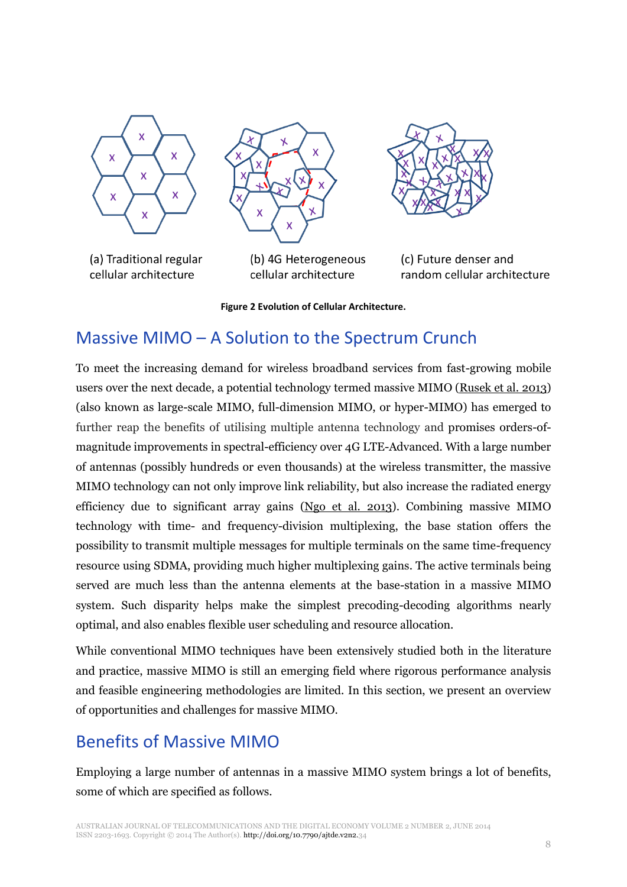(a) Traditional regular cellular architecture

(b) 4G Heterogeneous cellular architecture

(c) Future denser and random cellular architecture

**Figure 2 Evolution of Cellular Architecture.**

## Massive MIMO – A Solution to the Spectrum Crunch

To meet the increasing demand for wireless broadband services from fast-growing mobile users over the next decade, a potential technology termed massive MIMO (Rusek et al. 2013) (also known as large-scale MIMO, full-dimension MIMO, or hyper-MIMO) has emerged to further reap the benefits of utilising multiple antenna technology and promises orders-of-magnitude improvements in spectral-efficiency over 4G LTE-Advanced. With a large number of antennas (possibly hundreds or even thousands) at the wireless transmitter, the massive MIMO technology can not only improve link reliability, but also increase the radiated energy efficiency due to significant array gains (Ngo et al. 2013). Combining massive MIMO technology with time- and frequency-division multiplexing, the base station offers the possibility to transmit multiple messages for multiple terminals on the same time-frequency resource using SDMA, providing much higher multiplexing gains. The active terminals being served are much less than the antenna elements at the base-station in a massive MIMO system. Such disparity helps make the simplest precoding-decoding algorithms nearly optimal, and also enables flexible user scheduling and resource allocation.

While conventional MIMO techniques have been extensively studied both in the literature and practice, massive MIMO is still an emerging field where rigorous performance analysis and feasible engineering methodologies are limited. In this section, we present an overview of opportunities and challenges for massive MIMO.

## Benefits of Massive MIMO

Employing a large number of antennas in a massive MIMO system brings a lot of benefits, some of which are specified as follows.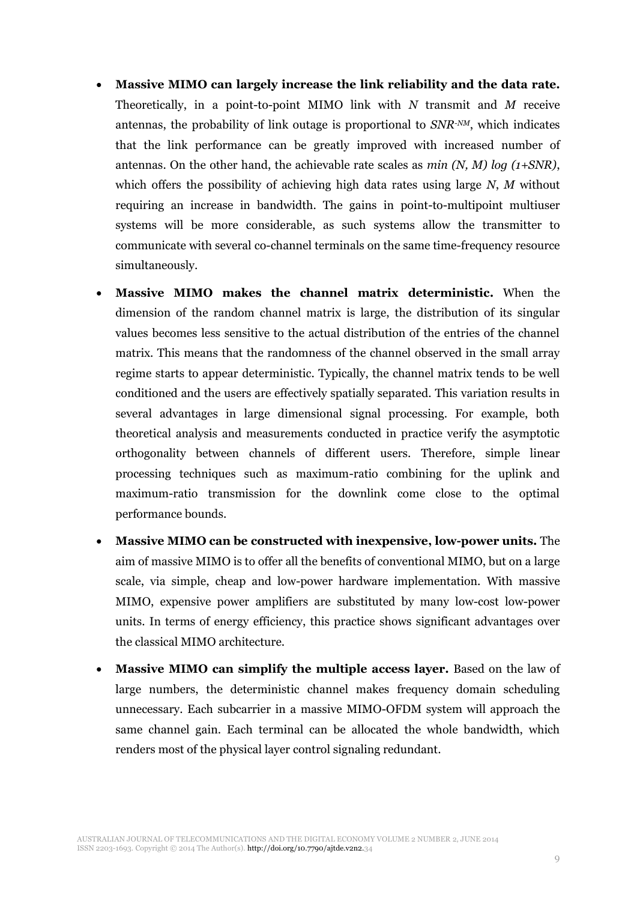- **Massive MIMO can largely increase the link reliability and the data rate.** Theoretically, in a point-to-point MIMO link with $N$ transmit and $M$ receive antennas, the probability of link outage is proportional to $SNR^{-NM}$, which indicates that the link performance can be greatly improved with increased number of antennas. On the other hand, the achievable rate scales as $\min(N, M) \log(1+SNR)$, which offers the possibility of achieving high data rates using large $N$, $M$ without requiring an increase in bandwidth. The gains in point-to-multipoint multiuser systems will be more considerable, as such systems allow the transmitter to communicate with several co-channel terminals on the same time-frequency resource simultaneously.

- **Massive MIMO makes the channel matrix deterministic.** When the dimension of the random channel matrix is large, the distribution of its singular values becomes less sensitive to the actual distribution of the entries of the channel matrix. This means that the randomness of the channel observed in the small array regime starts to appear deterministic. Typically, the channel matrix tends to be well conditioned and the users are effectively spatially separated. This variation results in several advantages in large dimensional signal processing. For example, both theoretical analysis and measurements conducted in practice verify the asymptotic orthogonality between channels of different users. Therefore, simple linear processing techniques such as maximum-ratio combining for the uplink and maximum-ratio transmission for the downlink come close to the optimal performance bounds.

- **Massive MIMO can be constructed with inexpensive, low-power units.** The aim of massive MIMO is to offer all the benefits of conventional MIMO, but on a large scale, via simple, cheap and low-power hardware implementation. With massive MIMO, expensive power amplifiers are substituted by many low-cost low-power units. In terms of energy efficiency, this practice shows significant advantages over the classical MIMO architecture.

- **Massive MIMO can simplify the multiple access layer.** Based on the law of large numbers, the deterministic channel makes frequency domain scheduling unnecessary. Each subcarrier in a massive MIMO-OFDM system will approach the same channel gain. Each terminal can be allocated the whole bandwidth, which renders most of the physical layer control signaling redundant.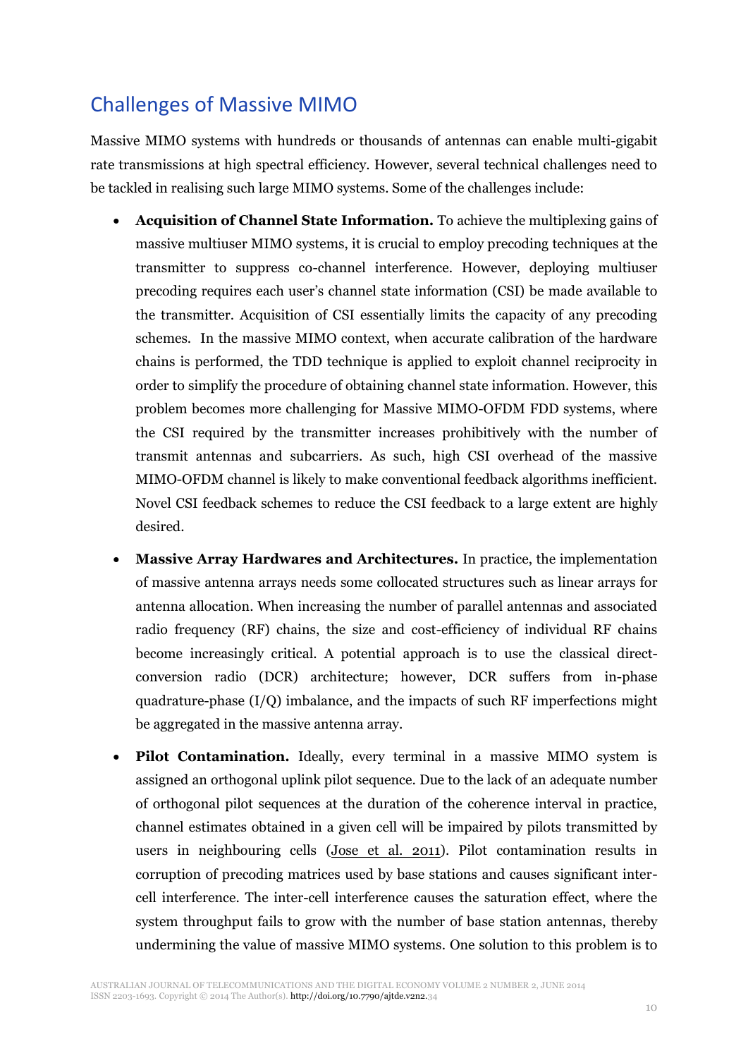## Challenges of Massive MIMO

Massive MIMO systems with hundreds or thousands of antennas can enable multi-gigabit rate transmissions at high spectral efficiency. However, several technical challenges need to be tackled in realising such large MIMO systems. Some of the challenges include:

- **Acquisition of Channel State Information.** To achieve the multiplexing gains of massive multiuser MIMO systems, it is crucial to employ precoding techniques at the transmitter to suppress co-channel interference. However, deploying multiuser precoding requires each user's channel state information (CSI) be made available to the transmitter. Acquisition of CSI essentially limits the capacity of any precoding schemes. In the massive MIMO context, when accurate calibration of the hardware chains is performed, the TDD technique is applied to exploit channel reciprocity in order to simplify the procedure of obtaining channel state information. However, this problem becomes more challenging for Massive MIMO-OFDM FDD systems, where the CSI required by the transmitter increases prohibitively with the number of transmit antennas and subcarriers. As such, high CSI overhead of the massive MIMO-OFDM channel is likely to make conventional feedback algorithms inefficient. Novel CSI feedback schemes to reduce the CSI feedback to a large extent are highly desired.
- **Massive Array Hardwares and Architectures.** In practice, the implementation of massive antenna arrays needs some collocated structures such as linear arrays for antenna allocation. When increasing the number of parallel antennas and associated radio frequency (RF) chains, the size and cost-efficiency of individual RF chains become increasingly critical. A potential approach is to use the classical direct-conversion radio (DCR) architecture; however, DCR suffers from in-phase quadrature-phase (I/Q) imbalance, and the impacts of such RF imperfections might be aggregated in the massive antenna array.
- **Pilot Contamination.** Ideally, every terminal in a massive MIMO system is assigned an orthogonal uplink pilot sequence. Due to the lack of an adequate number of orthogonal pilot sequences at the duration of the coherence interval in practice, channel estimates obtained in a given cell will be impaired by pilots transmitted by users in neighbouring cells (Jose et al. 2011). Pilot contamination results in corruption of precoding matrices used by base stations and causes significant inter-cell interference. The inter-cell interference causes the saturation effect, where the system throughput fails to grow with the number of base station antennas, thereby undermining the value of massive MIMO systems. One solution to this problem is to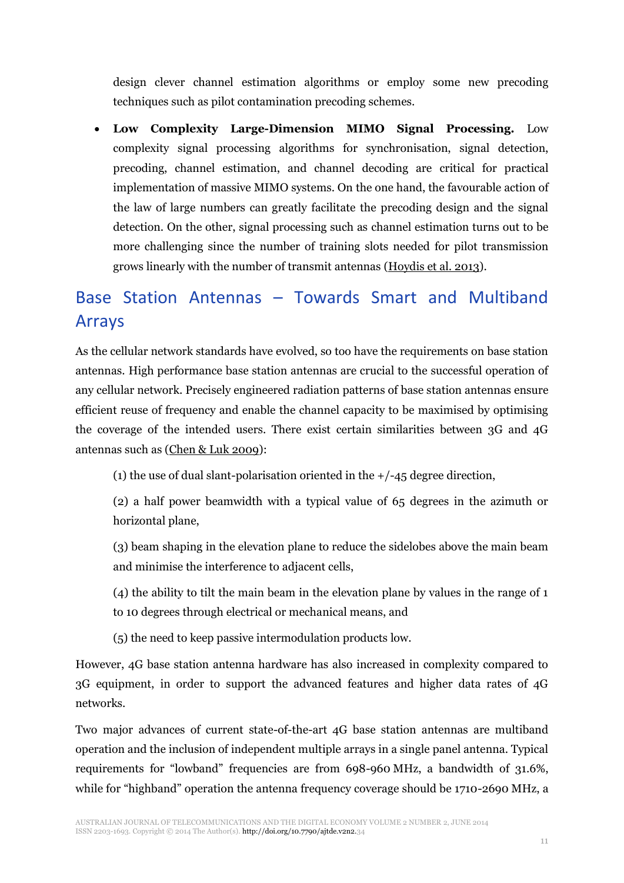design clever channel estimation algorithms or employ some new precoding techniques such as pilot contamination precoding schemes.

- **Low Complexity Large-Dimension MIMO Signal Processing.** Low complexity signal processing algorithms for synchronisation, signal detection, precoding, channel estimation, and channel decoding are critical for practical implementation of massive MIMO systems. On the one hand, the favourable action of the law of large numbers can greatly facilitate the precoding design and the signal detection. On the other, signal processing such as channel estimation turns out to be more challenging since the number of training slots needed for pilot transmission grows linearly with the number of transmit antennas (Hoydis et al. 2013).

## Base Station Antennas – Towards Smart and Multiband Arrays

As the cellular network standards have evolved, so too have the requirements on base station antennas. High performance base station antennas are crucial to the successful operation of any cellular network. Precisely engineered radiation patterns of base station antennas ensure efficient reuse of frequency and enable the channel capacity to be maximised by optimising the coverage of the intended users. There exist certain similarities between 3G and 4G antennas such as (Chen & Luk 2009):

(1) the use of dual slant-polarisation oriented in the +/-45 degree direction,

(2) a half power beamwidth with a typical value of 65 degrees in the azimuth or horizontal plane,

(3) beam shaping in the elevation plane to reduce the sidelobes above the main beam and minimise the interference to adjacent cells,

(4) the ability to tilt the main beam in the elevation plane by values in the range of 1 to 10 degrees through electrical or mechanical means, and

(5) the need to keep passive intermodulation products low.

However, 4G base station antenna hardware has also increased in complexity compared to 3G equipment, in order to support the advanced features and higher data rates of 4G networks.

Two major advances of current state-of-the-art 4G base station antennas are multiband operation and the inclusion of independent multiple arrays in a single panel antenna. Typical requirements for "lowband" frequencies are from 698-960 MHz, a bandwidth of 31.6%, while for "highband" operation the antenna frequency coverage should be 1710-2690 MHz, a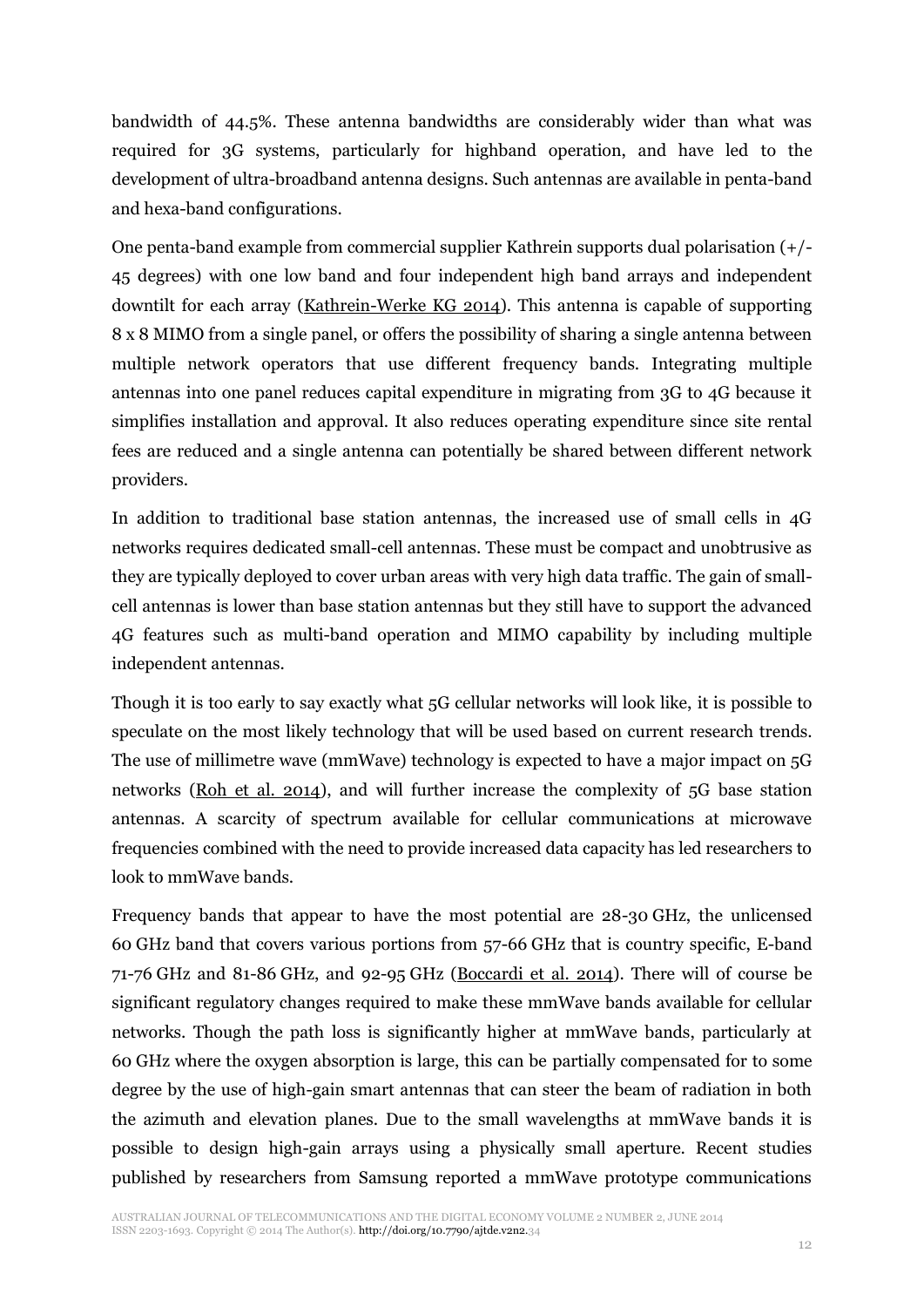bandwidth of 44.5%. These antenna bandwidths are considerably wider than what was required for 3G systems, particularly for highband operation, and have led to the development of ultra-broadband antenna designs. Such antennas are available in penta-band and hexa-band configurations.

One penta-band example from commercial supplier Kathrein supports dual polarisation (+/- 45 degrees) with one low band and four independent high band arrays and independent downtilt for each array (Kathrein-Werke KG 2014). This antenna is capable of supporting 8 x 8 MIMO from a single panel, or offers the possibility of sharing a single antenna between multiple network operators that use different frequency bands. Integrating multiple antennas into one panel reduces capital expenditure in migrating from 3G to 4G because it simplifies installation and approval. It also reduces operating expenditure since site rental fees are reduced and a single antenna can potentially be shared between different network providers.

In addition to traditional base station antennas, the increased use of small cells in 4G networks requires dedicated small-cell antennas. These must be compact and unobtrusive as they are typically deployed to cover urban areas with very high data traffic. The gain of small-cell antennas is lower than base station antennas but they still have to support the advanced 4G features such as multi-band operation and MIMO capability by including multiple independent antennas.

Though it is too early to say exactly what 5G cellular networks will look like, it is possible to speculate on the most likely technology that will be used based on current research trends. The use of millimetre wave (mmWave) technology is expected to have a major impact on 5G networks (Roh et al. 2014), and will further increase the complexity of 5G base station antennas. A scarcity of spectrum available for cellular communications at microwave frequencies combined with the need to provide increased data capacity has led researchers to look to mmWave bands.

Frequency bands that appear to have the most potential are 28-30 GHz, the unlicensed 60 GHz band that covers various portions from 57-66 GHz that is country specific, E-band 71-76 GHz and 81-86 GHz, and 92-95 GHz (Boccardi et al. 2014). There will of course be significant regulatory changes required to make these mmWave bands available for cellular networks. Though the path loss is significantly higher at mmWave bands, particularly at 60 GHz where the oxygen absorption is large, this can be partially compensated for to some degree by the use of high-gain smart antennas that can steer the beam of radiation in both the azimuth and elevation planes. Due to the small wavelengths at mmWave bands it is possible to design high-gain arrays using a physically small aperture. Recent studies published by researchers from Samsung reported a mmWave prototype communications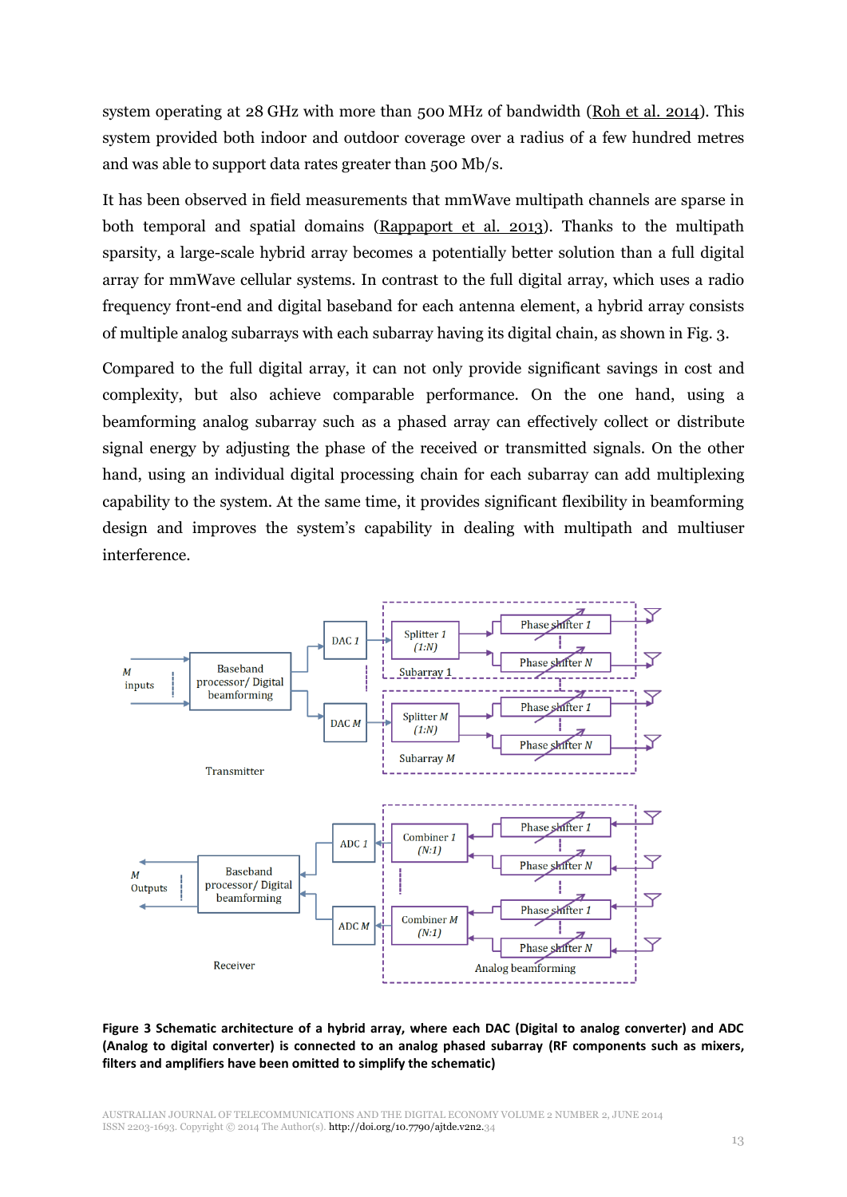system operating at 28 GHz with more than 500 MHz of bandwidth (Roh et al. 2014). This system provided both indoor and outdoor coverage over a radius of a few hundred metres and was able to support data rates greater than 500 Mb/s.

It has been observed in field measurements that mmWave multipath channels are sparse in both temporal and spatial domains (Rappaport et al. 2013). Thanks to the multipath sparsity, a large-scale hybrid array becomes a potentially better solution than a full digital array for mmWave cellular systems. In contrast to the full digital array, which uses a radio frequency front-end and digital baseband for each antenna element, a hybrid array consists of multiple analog subarrays with each subarray having its digital chain, as shown in Fig. 3.

Compared to the full digital array, it can not only provide significant savings in cost and complexity, but also achieve comparable performance. On the one hand, using a beamforming analog subarray such as a phased array can effectively collect or distribute signal energy by adjusting the phase of the received or transmitted signals. On the other hand, using an individual digital processing chain for each subarray can add multiplexing capability to the system. At the same time, it provides significant flexibility in beamforming design and improves the system's capability in dealing with multipath and multiuser interference.

**Figure 3 Schematic architecture of a hybrid array, where each DAC (Digital to analog converter) and ADC (Analog to digital converter) is connected to an analog phased subarray (RF components such as mixers, filters and amplifiers have been omitted to simplify the schematic)**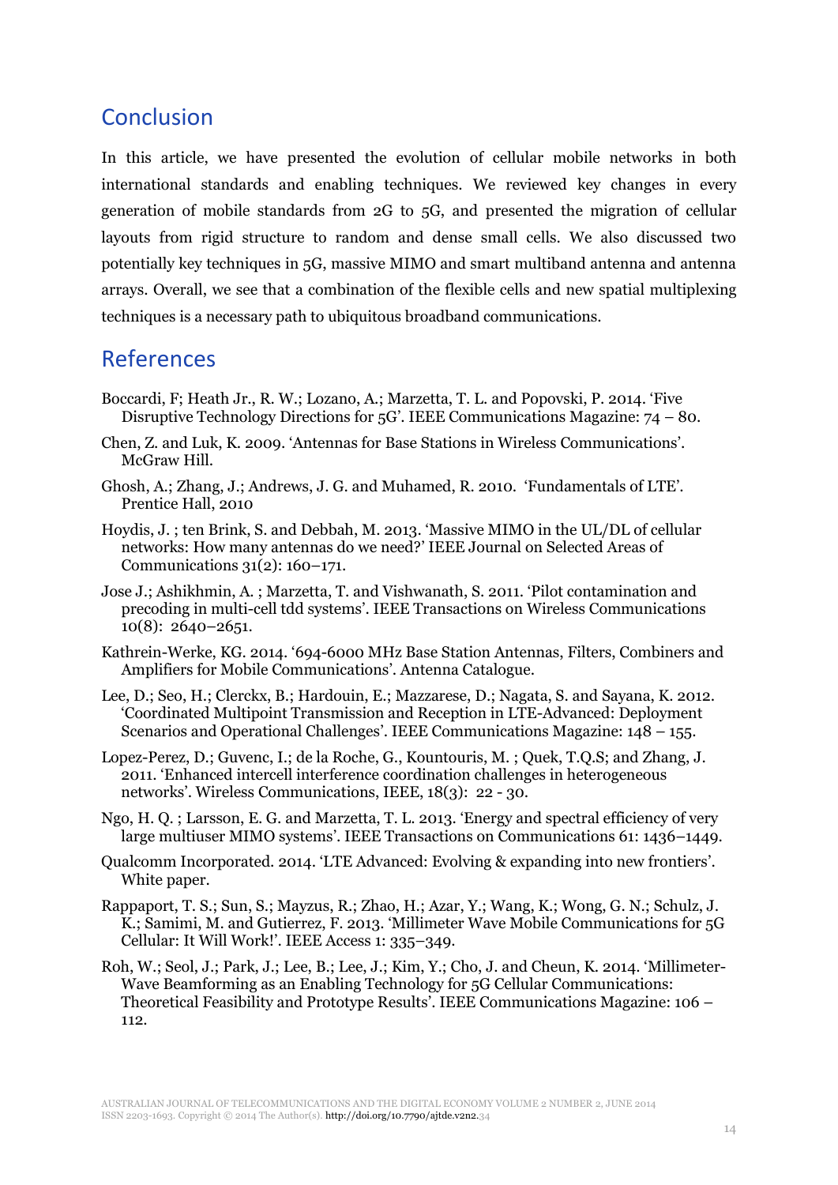## Conclusion

In this article, we have presented the evolution of cellular mobile networks in both international standards and enabling techniques. We reviewed key changes in every generation of mobile standards from 2G to 5G, and presented the migration of cellular layouts from rigid structure to random and dense small cells. We also discussed two potentially key techniques in 5G, massive MIMO and smart multiband antenna and antenna arrays. Overall, we see that a combination of the flexible cells and new spatial multiplexing techniques is a necessary path to ubiquitous broadband communications.

## References

Boccardi, F; Heath Jr., R. W.; Lozano, A.; Marzetta, T. L. and Popovski, P. 2014. 'Five Disruptive Technology Directions for 5G'. IEEE Communications Magazine: 74 – 80.

Chen, Z. and Luk, K. 2009. 'Antennas for Base Stations in Wireless Communications'. McGraw Hill.

Ghosh, A.; Zhang, J.; Andrews, J. G. and Muhamed, R. 2010. 'Fundamentals of LTE'. Prentice Hall, 2010

Hoydis, J. ; ten Brink, S. and Debbah, M. 2013. 'Massive MIMO in the UL/DL of cellular networks: How many antennas do we need?' IEEE Journal on Selected Areas of Communications 31(2): 160–171.

Jose J.; Ashikhmin, A. ; Marzetta, T. and Vishwanath, S. 2011. 'Pilot contamination and precoding in multi-cell tdd systems'. IEEE Transactions on Wireless Communications 10(8): 2640–2651.

Kathrein-Werke, KG. 2014. '694-6000 MHz Base Station Antennas, Filters, Combiners and Amplifiers for Mobile Communications'. Antenna Catalogue.

Lee, D.; Seo, H.; Clerckx, B.; Hardouin, E.; Mazzarese, D.; Nagata, S. and Sayana, K. 2012. 'Coordinated Multipoint Transmission and Reception in LTE-Advanced: Deployment Scenarios and Operational Challenges'. IEEE Communications Magazine: 148 – 155.

Lopez-Perez, D.; Guvenc, I.; de la Roche, G., Kountouris, M. ; Quek, T.Q.S; and Zhang, J. 2011. 'Enhanced intercell interference coordination challenges in heterogeneous networks'. Wireless Communications, IEEE, 18(3): 22 - 30.

Ngo, H. Q. ; Larsson, E. G. and Marzetta, T. L. 2013. 'Energy and spectral efficiency of very large multiuser MIMO systems'. IEEE Transactions on Communications 61: 1436–1449.

Qualcomm Incorporated. 2014. 'LTE Advanced: Evolving & expanding into new frontiers'. White paper.

Rappaport, T. S.; Sun, S.; Mayzus, R.; Zhao, H.; Azar, Y.; Wang, K.; Wong, G. N.; Schulz, J. K.; Samimi, M. and Gutierrez, F. 2013. 'Millimeter Wave Mobile Communications for 5G Cellular: It Will Work!'. IEEE Access 1: 335–349.

Roh, W.; Seol, J.; Park, J.; Lee, B.; Lee, J.; Kim, Y.; Cho, J. and Cheun, K. 2014. 'Millimeter-Wave Beamforming as an Enabling Technology for 5G Cellular Communications: Theoretical Feasibility and Prototype Results'. IEEE Communications Magazine: 106 – 112.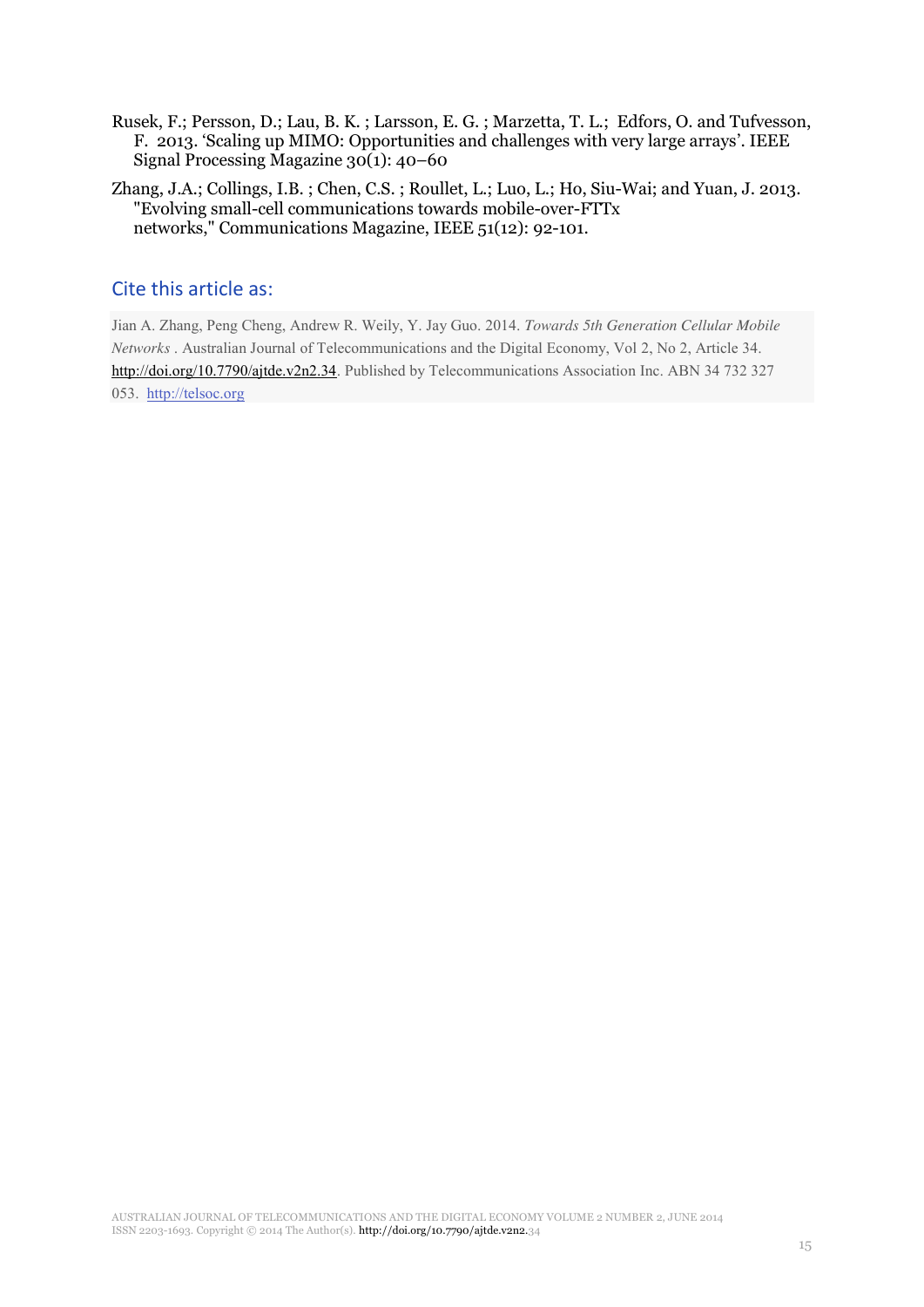Rusek, F.; Persson, D.; Lau, B. K. ; Larsson, E. G. ; Marzetta, T. L.; Edfors, O. and Tufvesson, F. 2013. 'Scaling up MIMO: Opportunities and challenges with very large arrays'. IEEE Signal Processing Magazine 30(1): 40–60

Zhang, J.A.; Collings, I.B. ; Chen, C.S. ; Roullet, L.; Luo, L.; Ho, Siu-Wai; and Yuan, J. 2013. "Evolving small-cell communications towards mobile-over-FTTx networks," Communications Magazine, IEEE 51(12): 92-101.

## Cite this article as:

Jian A. Zhang, Peng Cheng, Andrew R. Weily, Y. Jay Guo. 2014. *Towards 5th Generation Cellular Mobile Networks* . Australian Journal of Telecommunications and the Digital Economy, Vol 2, No 2, Article 34. http://doi.org/10.7790/ajtde.v2n2.34. Published by Telecommunications Association Inc. ABN 34 732 327 053. http://telsoc.org